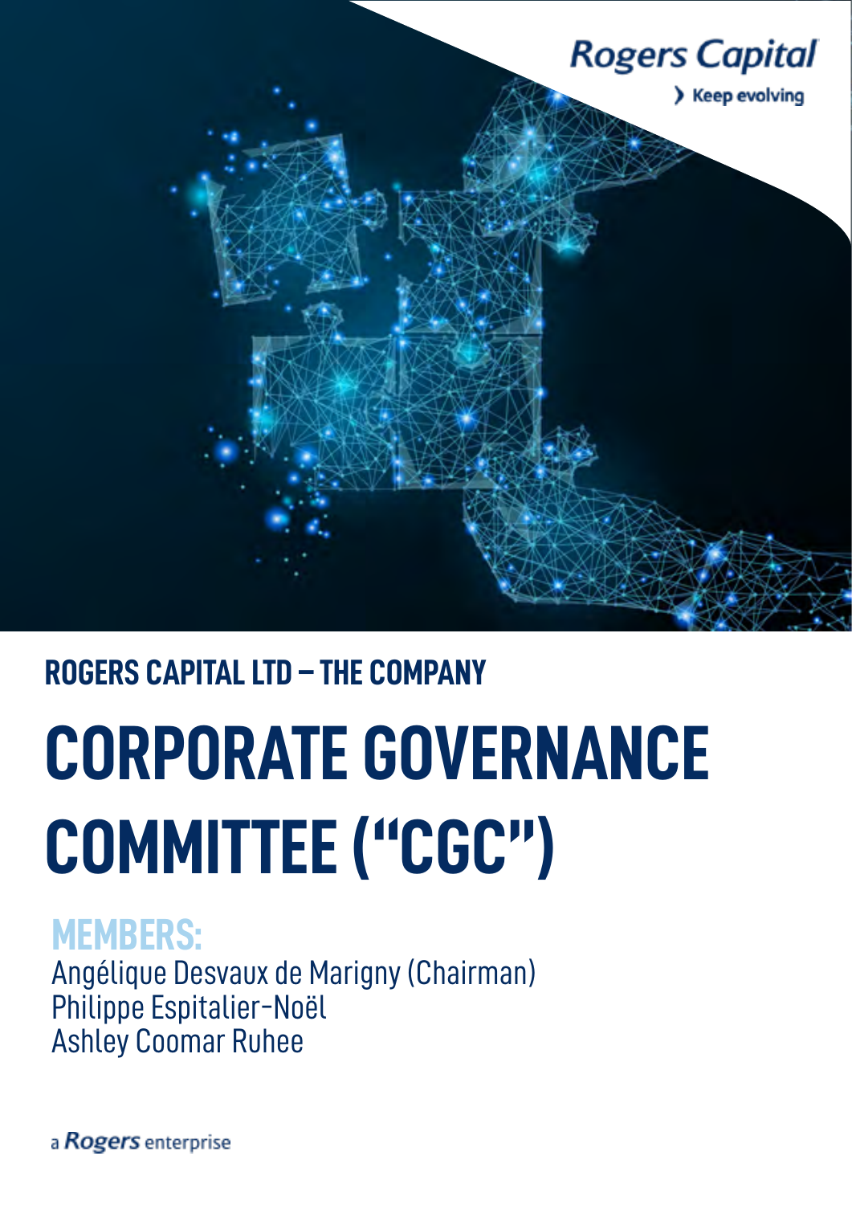Rogers Capital

› Keep evolving

## ROGERS CAPITAL LTD – THE COMPANY

# CORPORATE GOVERNANCE COMMITTEE ("CGC")

## MEMBERS:

Angélique Desvaux de Marigny (Chairman)
Philippe Espitalier-Noël
Ashley Coomar Ruhee

a Rogers enterprise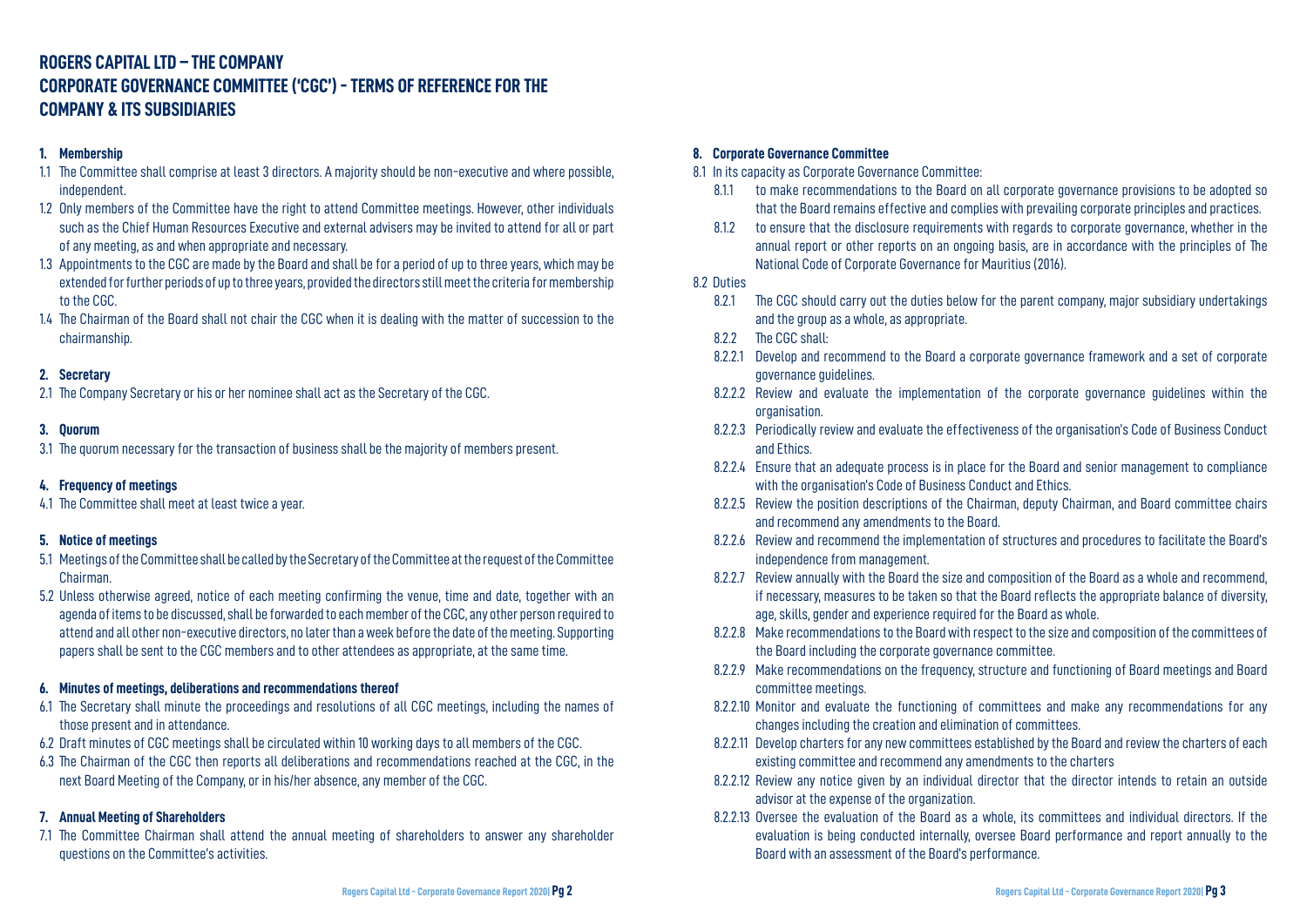# ROGERS CAPITAL LTD – THE COMPANY
# CORPORATE GOVERNANCE COMMITTEE ('CGC') - TERMS OF REFERENCE FOR THE COMPANY & ITS SUBSIDIARIES

**1. Membership**

1.1 The Committee shall comprise at least 3 directors. A majority should be non-executive and where possible, independent.

1.2 Only members of the Committee have the right to attend Committee meetings. However, other individuals such as the Chief Human Resources Executive and external advisers may be invited to attend for all or part of any meeting, as and when appropriate and necessary.

1.3 Appointments to the CGC are made by the Board and shall be for a period of up to three years, which may be extended for further periods of up to three years, provided the directors still meet the criteria for membership to the CGC.

1.4 The Chairman of the Board shall not chair the CGC when it is dealing with the matter of succession to the chairmanship.

**2. Secretary**

2.1 The Company Secretary or his or her nominee shall act as the Secretary of the CGC.

**3. Quorum**

3.1 The quorum necessary for the transaction of business shall be the majority of members present.

**4. Frequency of meetings**

4.1 The Committee shall meet at least twice a year.

**5. Notice of meetings**

5.1 Meetings of the Committee shall be called by the Secretary of the Committee at the request of the Committee Chairman.

5.2 Unless otherwise agreed, notice of each meeting confirming the venue, time and date, together with an agenda of items to be discussed, shall be forwarded to each member of the CGC, any other person required to attend and all other non-executive directors, no later than a week before the date of the meeting. Supporting papers shall be sent to the CGC members and to other attendees as appropriate, at the same time.

**6. Minutes of meetings, deliberations and recommendations thereof**

6.1 The Secretary shall minute the proceedings and resolutions of all CGC meetings, including the names of those present and in attendance.

6.2 Draft minutes of CGC meetings shall be circulated within 10 working days to all members of the CGC.

6.3 The Chairman of the CGC then reports all deliberations and recommendations reached at the CGC, in the next Board Meeting of the Company, or in his/her absence, any member of the CGC.

**7. Annual Meeting of Shareholders**

7.1 The Committee Chairman shall attend the annual meeting of shareholders to answer any shareholder questions on the Committee's activities.

**8. Corporate Governance Committee**

8.1 In its capacity as Corporate Governance Committee:

8.1.1 to make recommendations to the Board on all corporate governance provisions to be adopted so that the Board remains effective and complies with prevailing corporate principles and practices.

8.1.2 to ensure that the disclosure requirements with regards to corporate governance, whether in the annual report or other reports on an ongoing basis, are in accordance with the principles of The National Code of Corporate Governance for Mauritius (2016).

8.2 Duties

8.2.1 The CGC should carry out the duties below for the parent company, major subsidiary undertakings and the group as a whole, as appropriate.

8.2.2 The CGC shall:

8.2.2.1 Develop and recommend to the Board a corporate governance framework and a set of corporate governance guidelines.

8.2.2.2 Review and evaluate the implementation of the corporate governance guidelines within the organisation.

8.2.2.3 Periodically review and evaluate the effectiveness of the organisation's Code of Business Conduct and Ethics.

8.2.2.4 Ensure that an adequate process is in place for the Board and senior management to compliance with the organisation's Code of Business Conduct and Ethics.

8.2.2.5 Review the position descriptions of the Chairman, deputy Chairman, and Board committee chairs and recommend any amendments to the Board.

8.2.2.6 Review and recommend the implementation of structures and procedures to facilitate the Board's independence from management.

8.2.2.7 Review annually with the Board the size and composition of the Board as a whole and recommend, if necessary, measures to be taken so that the Board reflects the appropriate balance of diversity, age, skills, gender and experience required for the Board as whole.

8.2.2.8 Make recommendations to the Board with respect to the size and composition of the committees of the Board including the corporate governance committee.

8.2.2.9 Make recommendations on the frequency, structure and functioning of Board meetings and Board committee meetings.

8.2.2.10 Monitor and evaluate the functioning of committees and make any recommendations for any changes including the creation and elimination of committees.

8.2.2.11 Develop charters for any new committees established by the Board and review the charters of each existing committee and recommend any amendments to the charters

8.2.2.12 Review any notice given by an individual director that the director intends to retain an outside advisor at the expense of the organization.

8.2.2.13 Oversee the evaluation of the Board as a whole, its committees and individual directors. If the evaluation is being conducted internally, oversee Board performance and report annually to the Board with an assessment of the Board's performance.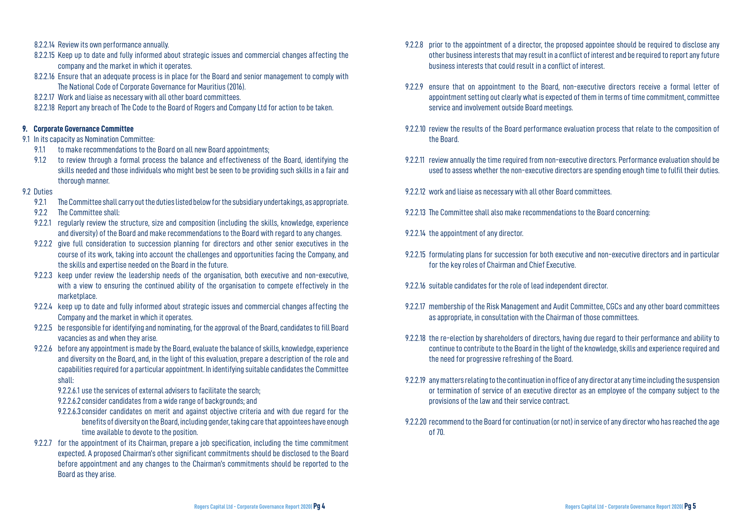8.2.2.14 Review its own performance annually.

8.2.2.15 Keep up to date and fully informed about strategic issues and commercial changes affecting the company and the market in which it operates.

8.2.2.16 Ensure that an adequate process is in place for the Board and senior management to comply with The National Code of Corporate Governance for Mauritius (2016).

8.2.2.17 Work and liaise as necessary with all other board committees.

8.2.2.18 Report any breach of The Code to the Board of Rogers and Company Ltd for action to be taken.

## 9. Corporate Governance Committee

9.1 In its capacity as Nomination Committee:

9.1.1 to make recommendations to the Board on all new Board appointments;

9.1.2 to review through a formal process the balance and effectiveness of the Board, identifying the skills needed and those individuals who might best be seen to be providing such skills in a fair and thorough manner.

9.2 Duties

9.2.1 The Committee shall carry out the duties listed below for the subsidiary undertakings, as appropriate.

9.2.2 The Committee shall:

9.2.2.1 regularly review the structure, size and composition (including the skills, knowledge, experience and diversity) of the Board and make recommendations to the Board with regard to any changes.

9.2.2.2 give full consideration to succession planning for directors and other senior executives in the course of its work, taking into account the challenges and opportunities facing the Company, and the skills and expertise needed on the Board in the future.

9.2.2.3 keep under review the leadership needs of the organisation, both executive and non-executive, with a view to ensuring the continued ability of the organisation to compete effectively in the marketplace.

9.2.2.4 keep up to date and fully informed about strategic issues and commercial changes affecting the Company and the market in which it operates.

9.2.2.5 be responsible for identifying and nominating, for the approval of the Board, candidates to fill Board vacancies as and when they arise.

9.2.2.6 before any appointment is made by the Board, evaluate the balance of skills, knowledge, experience and diversity on the Board, and, in the light of this evaluation, prepare a description of the role and capabilities required for a particular appointment. In identifying suitable candidates the Committee shall:

9.2.2.6.1 use the services of external advisers to facilitate the search;

9.2.2.6.2 consider candidates from a wide range of backgrounds; and

9.2.2.6.3 consider candidates on merit and against objective criteria and with due regard for the benefits of diversity on the Board, including gender, taking care that appointees have enough time available to devote to the position.

9.2.2.7 for the appointment of its Chairman, prepare a job specification, including the time commitment expected. A proposed Chairman's other significant commitments should be disclosed to the Board before appointment and any changes to the Chairman's commitments should be reported to the Board as they arise.

9.2.2.8 prior to the appointment of a director, the proposed appointee should be required to disclose any other business interests that may result in a conflict of interest and be required to report any future business interests that could result in a conflict of interest.

9.2.2.9 ensure that on appointment to the Board, non-executive directors receive a formal letter of appointment setting out clearly what is expected of them in terms of time commitment, committee service and involvement outside Board meetings.

9.2.2.10 review the results of the Board performance evaluation process that relate to the composition of the Board.

9.2.2.11 review annually the time required from non-executive directors. Performance evaluation should be used to assess whether the non-executive directors are spending enough time to fulfil their duties.

9.2.2.12 work and liaise as necessary with all other Board committees.

9.2.2.13 The Committee shall also make recommendations to the Board concerning:

9.2.2.14 the appointment of any director.

9.2.2.15 formulating plans for succession for both executive and non-executive directors and in particular for the key roles of Chairman and Chief Executive.

9.2.2.16 suitable candidates for the role of lead independent director.

9.2.2.17 membership of the Risk Management and Audit Committee, CGCs and any other board committees as appropriate, in consultation with the Chairman of those committees.

9.2.2.18 the re-election by shareholders of directors, having due regard to their performance and ability to continue to contribute to the Board in the light of the knowledge, skills and experience required and the need for progressive refreshing of the Board.

9.2.2.19 any matters relating to the continuation in office of any director at any time including the suspension or termination of service of an executive director as an employee of the company subject to the provisions of the law and their service contract.

9.2.2.20 recommend to the Board for continuation (or not) in service of any director who has reached the age of 70.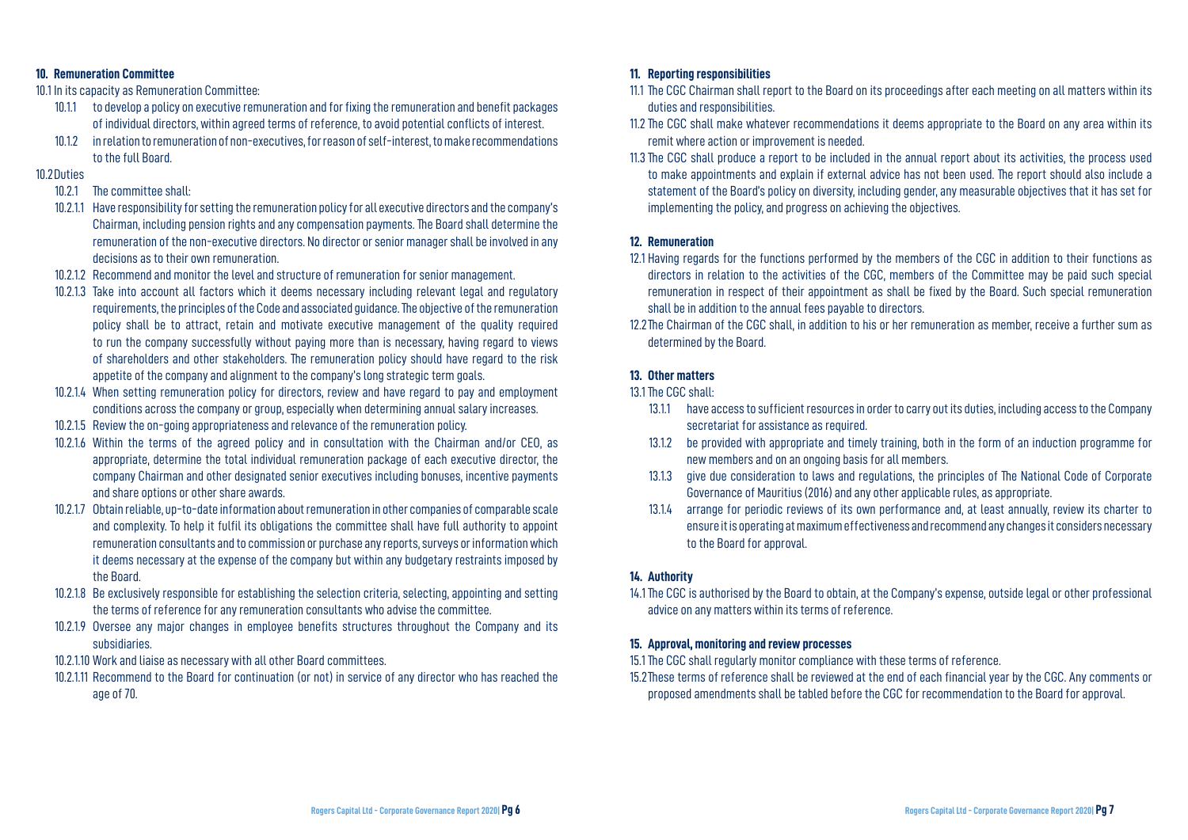## 10. Remuneration Committee

10.1 In its capacity as Remuneration Committee:

- 10.1.1 to develop a policy on executive remuneration and for fixing the remuneration and benefit packages of individual directors, within agreed terms of reference, to avoid potential conflicts of interest.
- 10.1.2 in relation to remuneration of non-executives, for reason of self-interest, to make recommendations to the full Board.

10.2 Duties

- 10.2.1 The committee shall:
- 10.2.1.1 Have responsibility for setting the remuneration policy for all executive directors and the company's Chairman, including pension rights and any compensation payments. The Board shall determine the remuneration of the non-executive directors. No director or senior manager shall be involved in any decisions as to their own remuneration.
- 10.2.1.2 Recommend and monitor the level and structure of remuneration for senior management.
- 10.2.1.3 Take into account all factors which it deems necessary including relevant legal and regulatory requirements, the principles of the Code and associated guidance. The objective of the remuneration policy shall be to attract, retain and motivate executive management of the quality required to run the company successfully without paying more than is necessary, having regard to views of shareholders and other stakeholders. The remuneration policy should have regard to the risk appetite of the company and alignment to the company's long strategic term goals.
- 10.2.1.4 When setting remuneration policy for directors, review and have regard to pay and employment conditions across the company or group, especially when determining annual salary increases.
- 10.2.1.5 Review the on-going appropriateness and relevance of the remuneration policy.
- 10.2.1.6 Within the terms of the agreed policy and in consultation with the Chairman and/or CEO, as appropriate, determine the total individual remuneration package of each executive director, the company Chairman and other designated senior executives including bonuses, incentive payments and share options or other share awards.
- 10.2.1.7 Obtain reliable, up-to-date information about remuneration in other companies of comparable scale and complexity. To help it fulfil its obligations the committee shall have full authority to appoint remuneration consultants and to commission or purchase any reports, surveys or information which it deems necessary at the expense of the company but within any budgetary restraints imposed by the Board.
- 10.2.1.8 Be exclusively responsible for establishing the selection criteria, selecting, appointing and setting the terms of reference for any remuneration consultants who advise the committee.
- 10.2.1.9 Oversee any major changes in employee benefits structures throughout the Company and its subsidiaries.
- 10.2.1.10 Work and liaise as necessary with all other Board committees.
- 10.2.1.11 Recommend to the Board for continuation (or not) in service of any director who has reached the age of 70.

## 11. Reporting responsibilities

11.1 The CGC Chairman shall report to the Board on its proceedings after each meeting on all matters within its duties and responsibilities.

11.2 The CGC shall make whatever recommendations it deems appropriate to the Board on any area within its remit where action or improvement is needed.

11.3 The CGC shall produce a report to be included in the annual report about its activities, the process used to make appointments and explain if external advice has not been used. The report should also include a statement of the Board's policy on diversity, including gender, any measurable objectives that it has set for implementing the policy, and progress on achieving the objectives.

## 12. Remuneration

12.1 Having regards for the functions performed by the members of the CGC in addition to their functions as directors in relation to the activities of the CGC, members of the Committee may be paid such special remuneration in respect of their appointment as shall be fixed by the Board. Such special remuneration shall be in addition to the annual fees payable to directors.

12.2 The Chairman of the CGC shall, in addition to his or her remuneration as member, receive a further sum as determined by the Board.

## 13. Other matters

13.1 The CGC shall:

- 13.1.1 have access to sufficient resources in order to carry out its duties, including access to the Company secretariat for assistance as required.
- 13.1.2 be provided with appropriate and timely training, both in the form of an induction programme for new members and on an ongoing basis for all members.
- 13.1.3 give due consideration to laws and regulations, the principles of The National Code of Corporate Governance of Mauritius (2016) and any other applicable rules, as appropriate.
- 13.1.4 arrange for periodic reviews of its own performance and, at least annually, review its charter to ensure it is operating at maximum effectiveness and recommend any changes it considers necessary to the Board for approval.

## 14. Authority

14.1 The CGC is authorised by the Board to obtain, at the Company's expense, outside legal or other professional advice on any matters within its terms of reference.

## 15. Approval, monitoring and review processes

15.1 The CGC shall regularly monitor compliance with these terms of reference.

15.2 These terms of reference shall be reviewed at the end of each financial year by the CGC. Any comments or proposed amendments shall be tabled before the CGC for recommendation to the Board for approval.